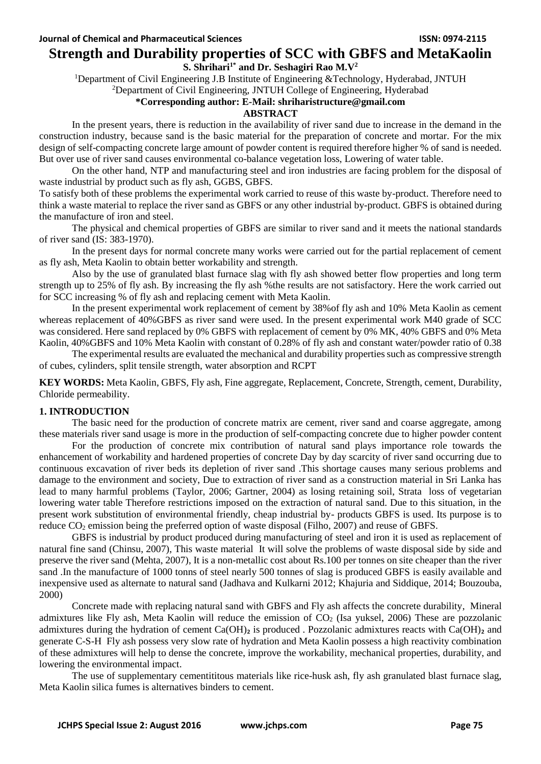# Strength and Durability properties of SCC with GBFS and MetaKaolin

**S. Shrihari[1*] and Dr. Seshagiri Rao M.V[2]**

[1]Department of Civil Engineering J.B Institute of Engineering &Technology, Hyderabad, JNTUH

[2]Department of Civil Engineering, JNTUH College of Engineering, Hyderabad

**\*Corresponding author: E-Mail: shriharistructure@gmail.com**

**ABSTRACT**

In the present years, there is reduction in the availability of river sand due to increase in the demand in the construction industry, because sand is the basic material for the preparation of concrete and mortar. For the mix design of self-compacting concrete large amount of powder content is required therefore higher % of sand is needed. But over use of river sand causes environmental co-balance vegetation loss, Lowering of water table.

On the other hand, NTP and manufacturing steel and iron industries are facing problem for the disposal of waste industrial by product such as fly ash, GGBS, GBFS.

To satisfy both of these problems the experimental work carried to reuse of this waste by-product. Therefore need to think a waste material to replace the river sand as GBFS or any other industrial by-product. GBFS is obtained during the manufacture of iron and steel.

The physical and chemical properties of GBFS are similar to river sand and it meets the national standards of river sand (IS: 383-1970).

In the present days for normal concrete many works were carried out for the partial replacement of cement as fly ash, Meta Kaolin to obtain better workability and strength.

Also by the use of granulated blast furnace slag with fly ash showed better flow properties and long term strength up to 25% of fly ash. By increasing the fly ash %the results are not satisfactory. Here the work carried out for SCC increasing % of fly ash and replacing cement with Meta Kaolin.

In the present experimental work replacement of cement by 38%of fly ash and 10% Meta Kaolin as cement whereas replacement of 40%GBFS as river sand were used. In the present experimental work M40 grade of SCC was considered. Here sand replaced by 0% GBFS with replacement of cement by 0% MK, 40% GBFS and 0% Meta Kaolin, 40%GBFS and 10% Meta Kaolin with constant of 0.28% of fly ash and constant water/powder ratio of 0.38

The experimental results are evaluated the mechanical and durability properties such as compressive strength of cubes, cylinders, split tensile strength, water absorption and RCPT

**KEY WORDS:** Meta Kaolin, GBFS, Fly ash, Fine aggregate, Replacement, Concrete, Strength, cement, Durability, Chloride permeability.

## 1. INTRODUCTION

The basic need for the production of concrete matrix are cement, river sand and coarse aggregate, among these materials river sand usage is more in the production of self-compacting concrete due to higher powder content

For the production of concrete mix contribution of natural sand plays importance role towards the enhancement of workability and hardened properties of concrete Day by day scarcity of river sand occurring due to continuous excavation of river beds its depletion of river sand .This shortage causes many serious problems and damage to the environment and society, Due to extraction of river sand as a construction material in Sri Lanka has lead to many harmful problems (Taylor, 2006; Gartner, 2004) as losing retaining soil, Strata loss of vegetarian lowering water table Therefore restrictions imposed on the extraction of natural sand. Due to this situation, in the present work substitution of environmental friendly, cheap industrial by- products GBFS is used. Its purpose is to reduce $CO_2$ emission being the preferred option of waste disposal (Filho, 2007) and reuse of GBFS.

GBFS is industrial by product produced during manufacturing of steel and iron it is used as replacement of natural fine sand (Chinsu, 2007), This waste material It will solve the problems of waste disposal side by side and preserve the river sand (Mehta, 2007), It is a non-metallic cost about Rs.100 per tonnes on site cheaper than the river sand .In the manufacture of 1000 tonns of steel nearly 500 tonnes of slag is produced GBFS is easily available and inexpensive used as alternate to natural sand (Jadhava and Kulkarni 2012; Khajuria and Siddique, 2014; Bouzouba, 2000)

Concrete made with replacing natural sand with GBFS and Fly ash affects the concrete durability, Mineral admixtures like Fly ash, Meta Kaolin will reduce the emission of $CO_2$ (Isa yuksel, 2006) These are pozzolanic admixtures during the hydration of cement $Ca(OH)_2$ is produced . Pozzolanic admixtures reacts with $Ca(OH)_2$ and generate C-S-H Fly ash possess very slow rate of hydration and Meta Kaolin possess a high reactivity combination of these admixtures will help to dense the concrete, improve the workability, mechanical properties, durability, and lowering the environmental impact.

The use of supplementary cementititous materials like rice-husk ash, fly ash granulated blast furnace slag, Meta Kaolin silica fumes is alternatives binders to cement.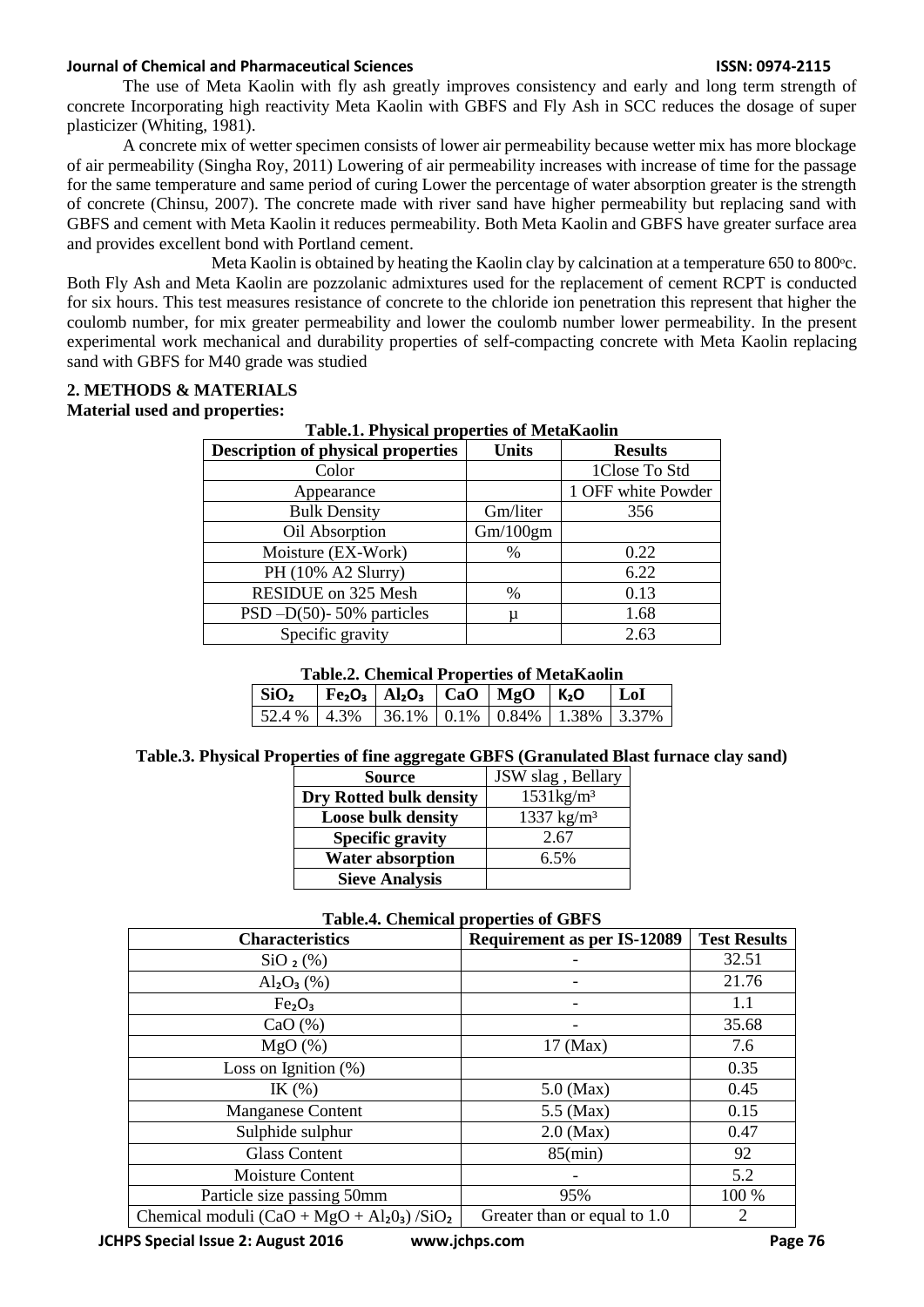The use of Meta Kaolin with fly ash greatly improves consistency and early and long term strength of concrete Incorporating high reactivity Meta Kaolin with GBFS and Fly Ash in SCC reduces the dosage of super plasticizer (Whiting, 1981).

A concrete mix of wetter specimen consists of lower air permeability because wetter mix has more blockage of air permeability (Singha Roy, 2011) Lowering of air permeability increases with increase of time for the passage for the same temperature and same period of curing Lower the percentage of water absorption greater is the strength of concrete (Chinsu, 2007). The concrete made with river sand have higher permeability but replacing sand with GBFS and cement with Meta Kaolin it reduces permeability. Both Meta Kaolin and GBFS have greater surface area and provides excellent bond with Portland cement.

Meta Kaolin is obtained by heating the Kaolin clay by calcination at a temperature 650 to 800°c. Both Fly Ash and Meta Kaolin are pozzolanic admixtures used for the replacement of cement RCPT is conducted for six hours. This test measures resistance of concrete to the chloride ion penetration this represent that higher the coulomb number, for mix greater permeability and lower the coulomb number lower permeability. In the present experimental work mechanical and durability properties of self-compacting concrete with Meta Kaolin replacing sand with GBFS for M40 grade was studied

## 2. METHODS & MATERIALS

**Material used and properties:**

**Table.1. Physical properties of MetaKaolin**

| Description of physical properties | Units | Results |
|---|---|---|
| Color | | 1Close To Std |
| Appearance | | 1 OFF white Powder |
| Bulk Density | Gm/liter | 356 |
| Oil Absorption | Gm/100gm | |
| Moisture (EX-Work) | % | 0.22 |
| PH (10% A2 Slurry) | | 6.22 |
| RESIDUE on 325 Mesh | % | 0.13 |
| PSD –D(50)- 50% particles | µ | 1.68 |
| Specific gravity | | 2.63 |

**Table.2. Chemical Properties of MetaKaolin**

| $SiO_2$ | $Fe_2O_3$ | $Al_2O_3$ | CaO | MgO | $K_2O$ | LoI |
|---|---|---|---|---|---|---|
| 52.4 % | 4.3% | 36.1% | 0.1% | 0.84% | 1.38% | 3.37% |

**Table.3. Physical Properties of fine aggregate GBFS (Granulated Blast furnace clay sand)**

| Source | JSW slag , Bellary |
|---|---|
| Dry Rotted bulk density | 1531kg/m³ |
| Loose bulk density | 1337 kg/m³ |
| Specific gravity | 2.67 |
| Water absorption | 6.5% |
| Sieve Analysis | |

**Table.4. Chemical properties of GBFS**

| Characteristics | Requirement as per IS-12089 | Test Results |
|---|---|---|
| $SiO_2$ (%) | - | 32.51 |
| $Al_2O_3$ (%) | - | 21.76 |
| $Fe_2O_3$ | - | 1.1 |
| CaO (%) | - | 35.68 |
| MgO (%) | 17 (Max) | 7.6 |
| Loss on Ignition (%) | | 0.35 |
| IK (%) | 5.0 (Max) | 0.45 |
| Manganese Content | 5.5 (Max) | 0.15 |
| Sulphide sulphur | 2.0 (Max) | 0.47 |
| Glass Content | 85(min) | 92 |
| Moisture Content | - | 5.2 |
| Particle size passing 50mm | 95% | 100 % |
| Chemical moduli ($CaO + MgO + Al_2O_3$) /$SiO_2$ | Greater than or equal to 1.0 | 2 |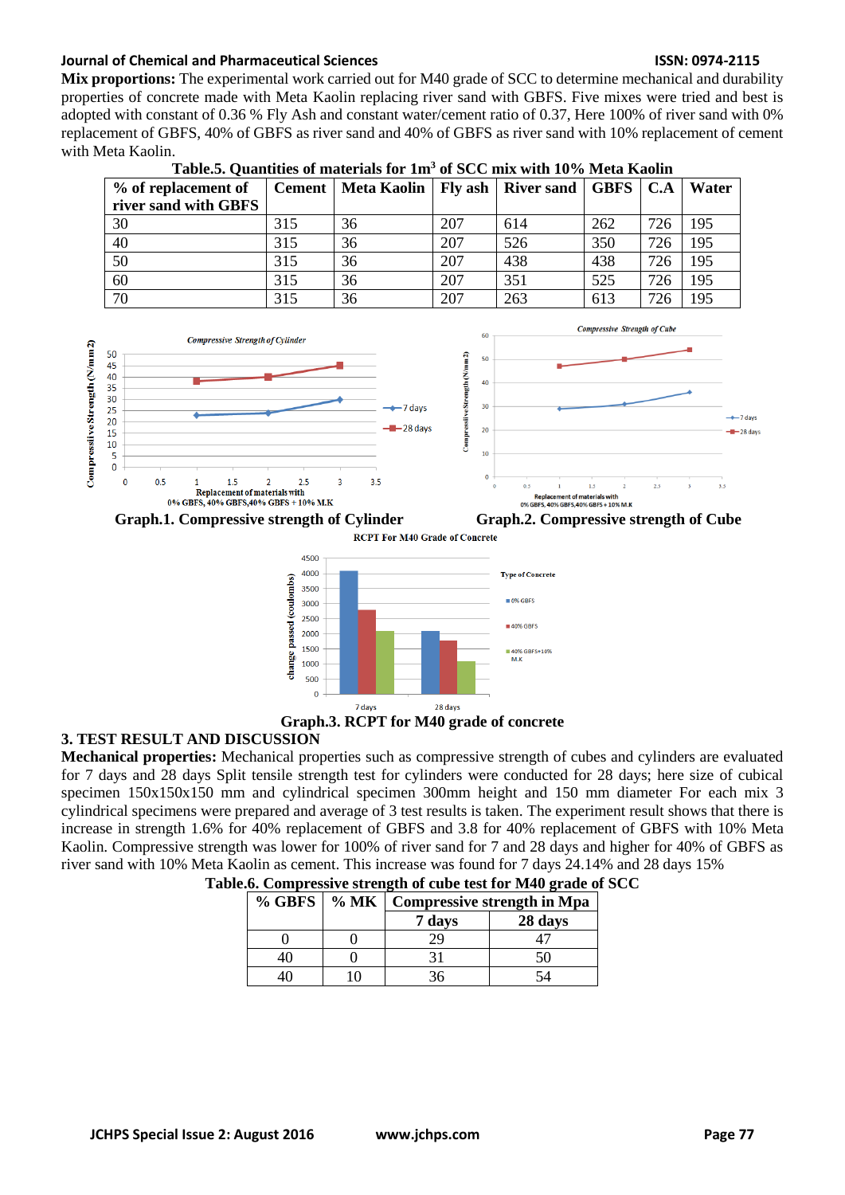**Mix proportions:** The experimental work carried out for M40 grade of SCC to determine mechanical and durability properties of concrete made with Meta Kaolin replacing river sand with GBFS. Five mixes were tried and best is adopted with constant of 0.36 % Fly Ash and constant water/cement ratio of 0.37, Here 100% of river sand with 0% replacement of GBFS, 40% of GBFS as river sand and 40% of GBFS as river sand with 10% replacement of cement with Meta Kaolin.

**Table.5. Quantities of materials for 1m$^3$ of SCC mix with 10% Meta Kaolin**

| % of replacement of river sand with GBFS | Cement | Meta Kaolin | Fly ash | River sand | GBFS | C.A | Water |
|---|---|---|---|---|---|---|---|
| 30 | 315 | 36 | 207 | 614 | 262 | 726 | 195 |
| 40 | 315 | 36 | 207 | 526 | 350 | 726 | 195 |
| 50 | 315 | 36 | 207 | 438 | 438 | 726 | 195 |
| 60 | 315 | 36 | 207 | 351 | 525 | 726 | 195 |
| 70 | 315 | 36 | 207 | 263 | 613 | 726 | 195 |

**Graph.1. Compressive strength of Cylinder**

**Graph.2. Compressive strength of Cube**

**Graph.3. RCPT for M40 grade of concrete**

## 3. TEST RESULT AND DISCUSSION

**Mechanical properties:** Mechanical properties such as compressive strength of cubes and cylinders are evaluated for 7 days and 28 days Split tensile strength test for cylinders were conducted for 28 days; here size of cubical specimen 150x150x150 mm and cylindrical specimen 300mm height and 150 mm diameter For each mix 3 cylindrical specimens were prepared and average of 3 test results is taken. The experiment result shows that there is increase in strength 1.6% for 40% replacement of GBFS and 3.8 for 40% replacement of GBFS with 10% Meta Kaolin. Compressive strength was lower for 100% of river sand for 7 and 28 days and higher for 40% of GBFS as river sand with 10% Meta Kaolin as cement. This increase was found for 7 days 24.14% and 28 days 15%

**Table.6. Compressive strength of cube test for M40 grade of SCC**

| % GBFS | % MK | Compressive strength in Mpa | |
|---|---|---|---|
| | | 7 days | 28 days |
| 0 | 0 | 29 | 47 |
| 40 | 0 | 31 | 50 |
| 40 | 10 | 36 | 54 |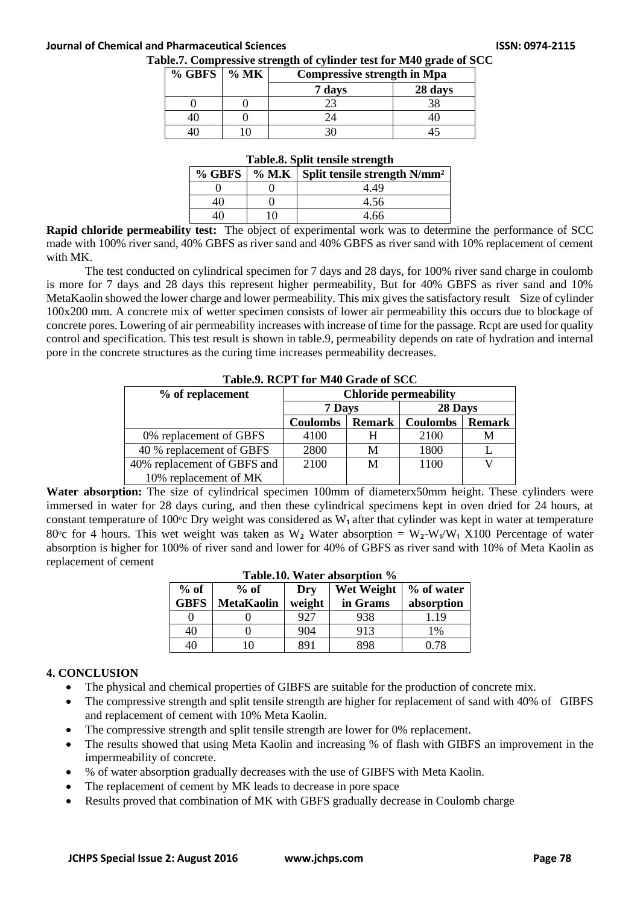**Table.7. Compressive strength of cylinder test for M40 grade of SCC**

| % GBFS | % MK | Compressive strength in Mpa | |
|---|---|---|---|
| | | 7 days | 28 days |
| 0 | 0 | 23 | 38 |
| 40 | 0 | 24 | 40 |
| 40 | 10 | 30 | 45 |

**Table.8. Split tensile strength**

| % GBFS | % M.K | Split tensile strength N/mm² |
|---|---|---|
| 0 | 0 | 4.49 |
| 40 | 0 | 4.56 |
| 40 | 10 | 4.66 |

**Rapid chloride permeability test:** The object of experimental work was to determine the performance of SCC made with 100% river sand, 40% GBFS as river sand and 40% GBFS as river sand with 10% replacement of cement with MK.

The test conducted on cylindrical specimen for 7 days and 28 days, for 100% river sand charge in coulomb is more for 7 days and 28 days this represent higher permeability, But for 40% GBFS as river sand and 10% MetaKaolin showed the lower charge and lower permeability. This mix gives the satisfactory result Size of cylinder 100x200 mm. A concrete mix of wetter specimen consists of lower air permeability this occurs due to blockage of concrete pores. Lowering of air permeability increases with increase of time for the passage. Rcpt are used for quality control and specification. This test result is shown in table.9, permeability depends on rate of hydration and internal pore in the concrete structures as the curing time increases permeability decreases.

**Table.9. RCPT for M40 Grade of SCC**

| % of replacement | Chloride permeability | | | |
|---|---|---|---|---|
| | 7 Days | | 28 Days | |
| | Coulombs | Remark | Coulombs | Remark |
| 0% replacement of GBFS | 4100 | H | 2100 | M |
| 40 % replacement of GBFS | 2800 | M | 1800 | L |
| 40% replacement of GBFS and 10% replacement of MK | 2100 | M | 1100 | V |

**Water absorption:** The size of cylindrical specimen 100mm of diameterx50mm height. These cylinders were immersed in water for 28 days curing, and then these cylindrical specimens kept in oven dried for 24 hours, at constant temperature of 100°c Dry weight was considered as $W_1$ after that cylinder was kept in water at temperature 80°c for 4 hours. This wet weight was taken as $W_2$ Water absorption = $W_2$-$W_1$/$W_1$ X100 Percentage of water absorption is higher for 100% of river sand and lower for 40% of GBFS as river sand with 10% of Meta Kaolin as replacement of cement

**Table.10. Water absorption %**

| % of GBFS | % of MetaKaolin | Dry weight | Wet Weight in Grams | % of water absorption |
|---|---|---|---|---|
| 0 | 0 | 927 | 938 | 1.19 |
| 40 | 0 | 904 | 913 | 1% |
| 40 | 10 | 891 | 898 | 0.78 |

## 4. CONCLUSION

- The physical and chemical properties of GIBFS are suitable for the production of concrete mix.
- The compressive strength and split tensile strength are higher for replacement of sand with 40% of GIBFS and replacement of cement with 10% Meta Kaolin.
- The compressive strength and split tensile strength are lower for 0% replacement.
- The results showed that using Meta Kaolin and increasing % of flash with GIBFS an improvement in the impermeability of concrete.
- % of water absorption gradually decreases with the use of GIBFS with Meta Kaolin.
- The replacement of cement by MK leads to decrease in pore space
- Results proved that combination of MK with GBFS gradually decrease in Coulomb charge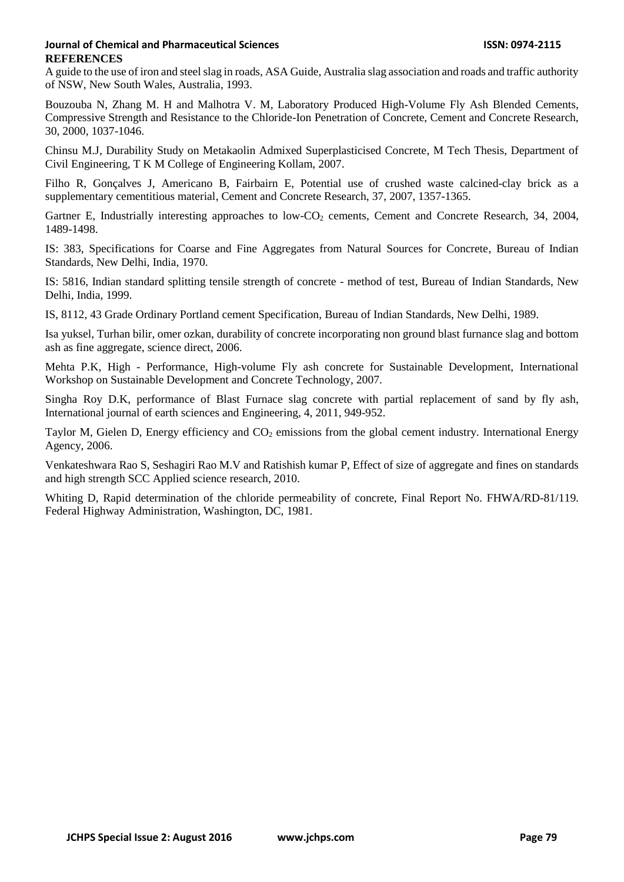## REFERENCES

A guide to the use of iron and steel slag in roads, ASA Guide, Australia slag association and roads and traffic authority of NSW, New South Wales, Australia, 1993.

Bouzouba N, Zhang M. H and Malhotra V. M, Laboratory Produced High-Volume Fly Ash Blended Cements, Compressive Strength and Resistance to the Chloride-Ion Penetration of Concrete, Cement and Concrete Research, 30, 2000, 1037-1046.

Chinsu M.J, Durability Study on Metakaolin Admixed Superplasticised Concrete, M Tech Thesis, Department of Civil Engineering, T K M College of Engineering Kollam, 2007.

Filho R, Gonçalves J, Americano B, Fairbairn E, Potential use of crushed waste calcined-clay brick as a supplementary cementitious material, Cement and Concrete Research, 37, 2007, 1357-1365.

Gartner E, Industrially interesting approaches to low-$CO_2$ cements, Cement and Concrete Research, 34, 2004, 1489-1498.

IS: 383, Specifications for Coarse and Fine Aggregates from Natural Sources for Concrete, Bureau of Indian Standards, New Delhi, India, 1970.

IS: 5816, Indian standard splitting tensile strength of concrete - method of test, Bureau of Indian Standards, New Delhi, India, 1999.

IS, 8112, 43 Grade Ordinary Portland cement Specification, Bureau of Indian Standards, New Delhi, 1989.

Isa yuksel, Turhan bilir, omer ozkan, durability of concrete incorporating non ground blast furnance slag and bottom ash as fine aggregate, science direct, 2006.

Mehta P.K, High - Performance, High-volume Fly ash concrete for Sustainable Development, International Workshop on Sustainable Development and Concrete Technology, 2007.

Singha Roy D.K, performance of Blast Furnace slag concrete with partial replacement of sand by fly ash, International journal of earth sciences and Engineering, 4, 2011, 949-952.

Taylor M, Gielen D, Energy efficiency and $CO_2$ emissions from the global cement industry. International Energy Agency, 2006.

Venkateshwara Rao S, Seshagiri Rao M.V and Ratishish kumar P, Effect of size of aggregate and fines on standards and high strength SCC Applied science research, 2010.

Whiting D, Rapid determination of the chloride permeability of concrete, Final Report No. FHWA/RD-81/119. Federal Highway Administration, Washington, DC, 1981.